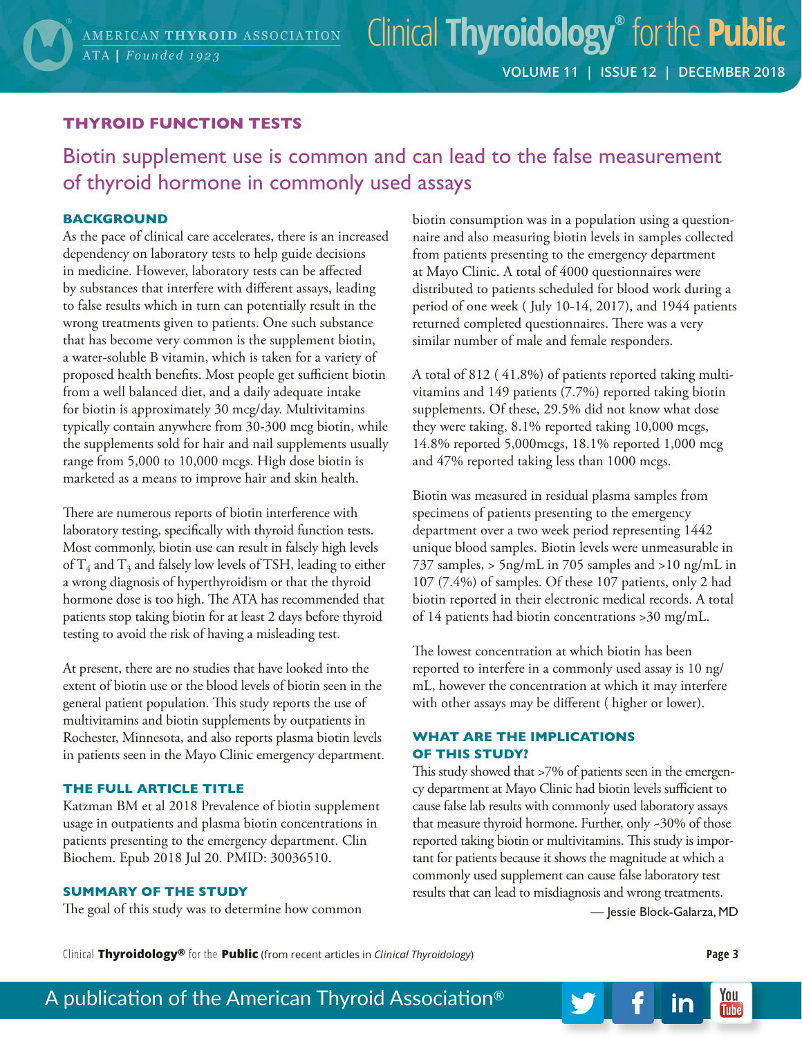## THYROID FUNCTION TESTS

# Biotin supplement use is common and can lead to the false measurement of thyroid hormone in commonly used assays

### BACKGROUND

As the pace of clinical care accelerates, there is an increased dependency on laboratory tests to help guide decisions in medicine. However, laboratory tests can be affected by substances that interfere with different assays, leading to false results which in turn can potentially result in the wrong treatments given to patients. One such substance that has become very common is the supplement biotin, a water-soluble B vitamin, which is taken for a variety of proposed health benefits. Most people get sufficient biotin from a well balanced diet, and a daily adequate intake for biotin is approximately 30 mcg/day. Multivitamins typically contain anywhere from 30-300 mcg biotin, while the supplements sold for hair and nail supplements usually range from 5,000 to 10,000 mcgs. High dose biotin is marketed as a means to improve hair and skin health.

There are numerous reports of biotin interference with laboratory testing, specifically with thyroid function tests. Most commonly, biotin use can result in falsely high levels of $T_4$ and $T_3$ and falsely low levels of TSH, leading to either a wrong diagnosis of hyperthyroidism or that the thyroid hormone dose is too high. The ATA has recommended that patients stop taking biotin for at least 2 days before thyroid testing to avoid the risk of having a misleading test.

At present, there are no studies that have looked into the extent of biotin use or the blood levels of biotin seen in the general patient population. This study reports the use of multivitamins and biotin supplements by outpatients in Rochester, Minnesota, and also reports plasma biotin levels in patients seen in the Mayo Clinic emergency department.

### THE FULL ARTICLE TITLE

Katzman BM et al 2018 Prevalence of biotin supplement usage in outpatients and plasma biotin concentrations in patients presenting to the emergency department. Clin Biochem. Epub 2018 Jul 20. PMID: 30036510.

### SUMMARY OF THE STUDY

The goal of this study was to determine how common biotin consumption was in a population using a questionnaire and also measuring biotin levels in samples collected from patients presenting to the emergency department at Mayo Clinic. A total of 4000 questionnaires were distributed to patients scheduled for blood work during a period of one week ( July 10-14, 2017), and 1944 patients returned completed questionnaires. There was a very similar number of male and female responders.

A total of 812 ( 41.8%) of patients reported taking multivitamins and 149 patients (7.7%) reported taking biotin supplements. Of these, 29.5% did not know what dose they were taking, 8.1% reported taking 10,000 mcgs, 14.8% reported 5,000mcgs, 18.1% reported 1,000 mcg and 47% reported taking less than 1000 mcgs.

Biotin was measured in residual plasma samples from specimens of patients presenting to the emergency department over a two week period representing 1442 unique blood samples. Biotin levels were unmeasurable in 737 samples, > 5ng/mL in 705 samples and >10 ng/mL in 107 (7.4%) of samples. Of these 107 patients, only 2 had biotin reported in their electronic medical records. A total of 14 patients had biotin concentrations >30 mg/mL.

The lowest concentration at which biotin has been reported to interfere in a commonly used assay is 10 ng/mL, however the concentration at which it may interfere with other assays may be different ( higher or lower).

### WHAT ARE THE IMPLICATIONS OF THIS STUDY?

This study showed that >7% of patients seen in the emergency department at Mayo Clinic had biotin levels sufficient to cause false lab results with commonly used laboratory assays that measure thyroid hormone. Further, only ~30% of those reported taking biotin or multivitamins. This study is important for patients because it shows the magnitude at which a commonly used supplement can cause false laboratory test results that can lead to misdiagnosis and wrong treatments.

— Jessie Block-Galarza, MD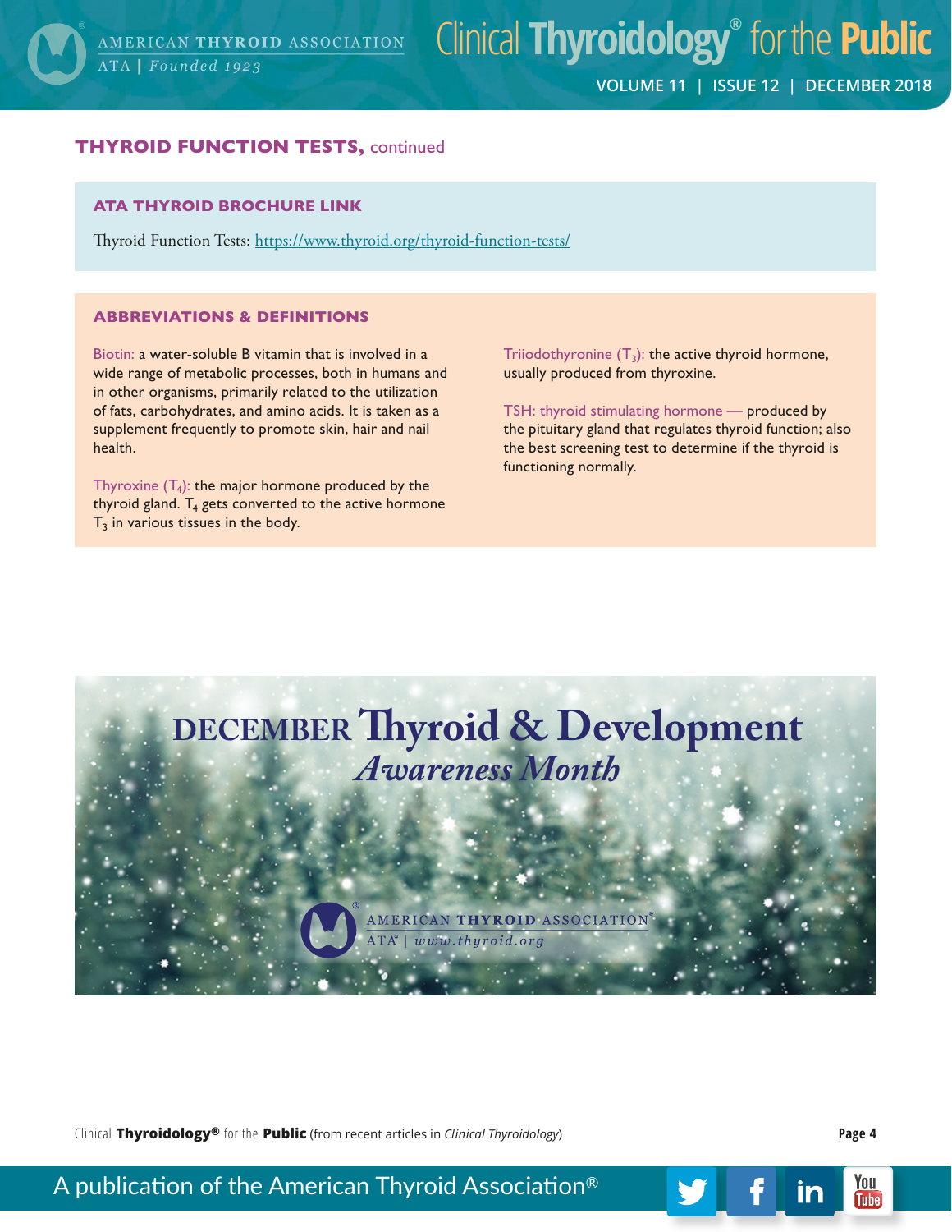## THYROID FUNCTION TESTS, continued

### ATA THYROID BROCHURE LINK

Thyroid Function Tests: https://www.thyroid.org/thyroid-function-tests/

### ABBREVIATIONS & DEFINITIONS

Biotin: a water-soluble B vitamin that is involved in a wide range of metabolic processes, both in humans and in other organisms, primarily related to the utilization of fats, carbohydrates, and amino acids. It is taken as a supplement frequently to promote skin, hair and nail health.

Thyroxine ($T_4$): the major hormone produced by the thyroid gland. $T_4$ gets converted to the active hormone $T_3$ in various tissues in the body.

Triiodothyronine ($T_3$): the active thyroid hormone, usually produced from thyroxine.

TSH: thyroid stimulating hormone — produced by the pituitary gland that regulates thyroid function; also the best screening test to determine if the thyroid is functioning normally.

DECEMBER Thyroid & Development *Awareness Month*

AMERICAN THYROID ASSOCIATION
ATA | *www.thyroid.org*